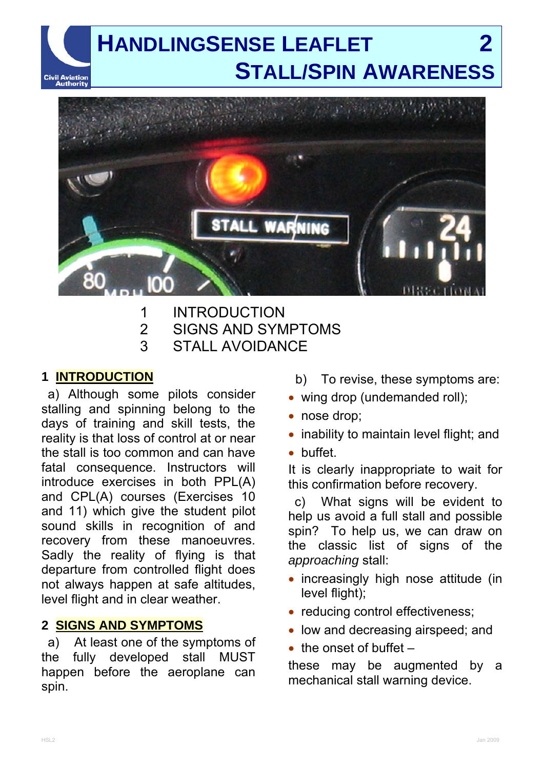# HANDLINGSENSE LEAFLET 2
## STALL/SPIN AWARENESS

1 INTRODUCTION
2 SIGNS AND SYMPTOMS
3 STALL AVOIDANCE

## 1 INTRODUCTION

a) Although some pilots consider stalling and spinning belong to the days of training and skill tests, the reality is that loss of control at or near the stall is too common and can have fatal consequence. Instructors will introduce exercises in both PPL(A) and CPL(A) courses (Exercises 10 and 11) which give the student pilot sound skills in recognition of and recovery from these manoeuvres. Sadly the reality of flying is that departure from controlled flight does not always happen at safe altitudes, level flight and in clear weather.

## 2 SIGNS AND SYMPTOMS

a) At least one of the symptoms of the fully developed stall MUST happen before the aeroplane can spin.

b) To revise, these symptoms are:

- wing drop (undemanded roll);
- nose drop;
- inability to maintain level flight; and
- buffet.

It is clearly inappropriate to wait for this confirmation before recovery.

c) What signs will be evident to help us avoid a full stall and possible spin? To help us, we can draw on the classic list of signs of the *approaching* stall:

- increasingly high nose attitude (in level flight);
- reducing control effectiveness;
- low and decreasing airspeed; and
- the onset of buffet –

these may be augmented by a mechanical stall warning device.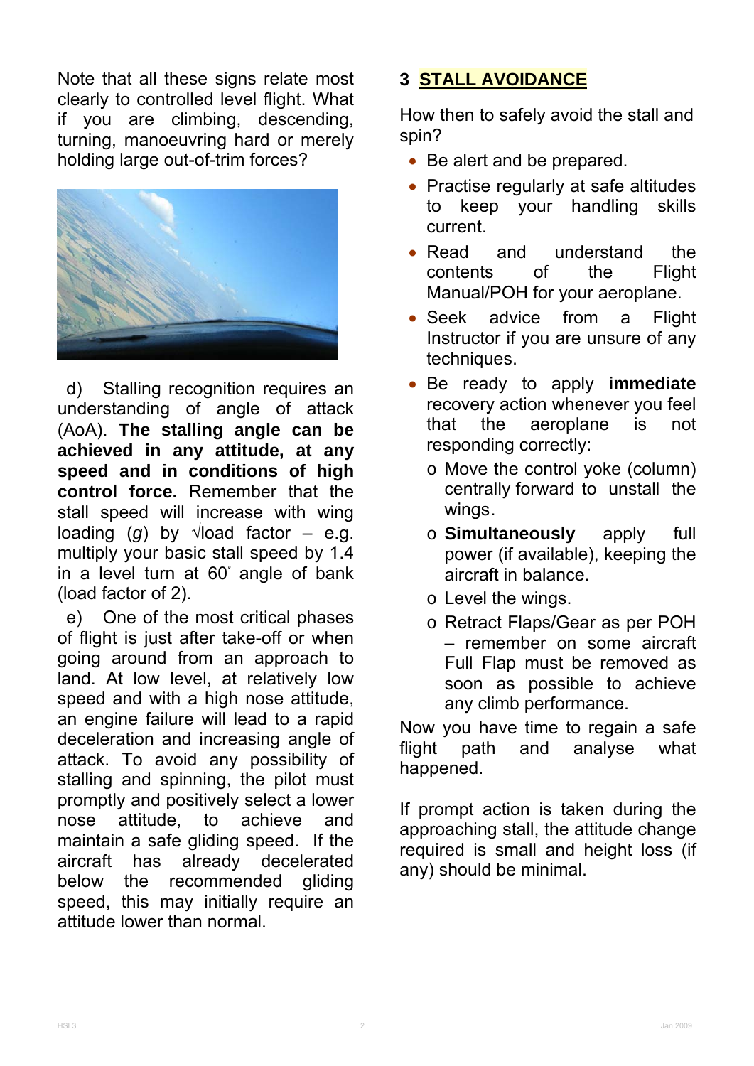Note that all these signs relate most clearly to controlled level flight. What if you are climbing, descending, turning, manoeuvring hard or merely holding large out-of-trim forces?

d) Stalling recognition requires an understanding of angle of attack (AoA). **The stalling angle can be achieved in any attitude, at any speed and in conditions of high control force.** Remember that the stall speed will increase with wing loading (*g*) by √load factor – e.g. multiply your basic stall speed by 1.4 in a level turn at 60˚ angle of bank (load factor of 2).

e) One of the most critical phases of flight is just after take-off or when going around from an approach to land. At low level, at relatively low speed and with a high nose attitude, an engine failure will lead to a rapid deceleration and increasing angle of attack. To avoid any possibility of stalling and spinning, the pilot must promptly and positively select a lower nose attitude, to achieve and maintain a safe gliding speed. If the aircraft has already decelerated below the recommended gliding speed, this may initially require an attitude lower than normal.

## 3 STALL AVOIDANCE

How then to safely avoid the stall and spin?

- Be alert and be prepared.
- Practise regularly at safe altitudes to keep your handling skills current.
- Read and understand the contents of the Flight Manual/POH for your aeroplane.
- Seek advice from a Flight Instructor if you are unsure of any techniques.
- Be ready to apply **immediate** recovery action whenever you feel that the aeroplane is not responding correctly:
  - Move the control yoke (column) centrally forward to unstall the wings.
  - **Simultaneously** apply full power (if available), keeping the aircraft in balance.
  - Level the wings.
  - Retract Flaps/Gear as per POH – remember on some aircraft Full Flap must be removed as soon as possible to achieve any climb performance.

Now you have time to regain a safe flight path and analyse what happened.

If prompt action is taken during the approaching stall, the attitude change required is small and height loss (if any) should be minimal.